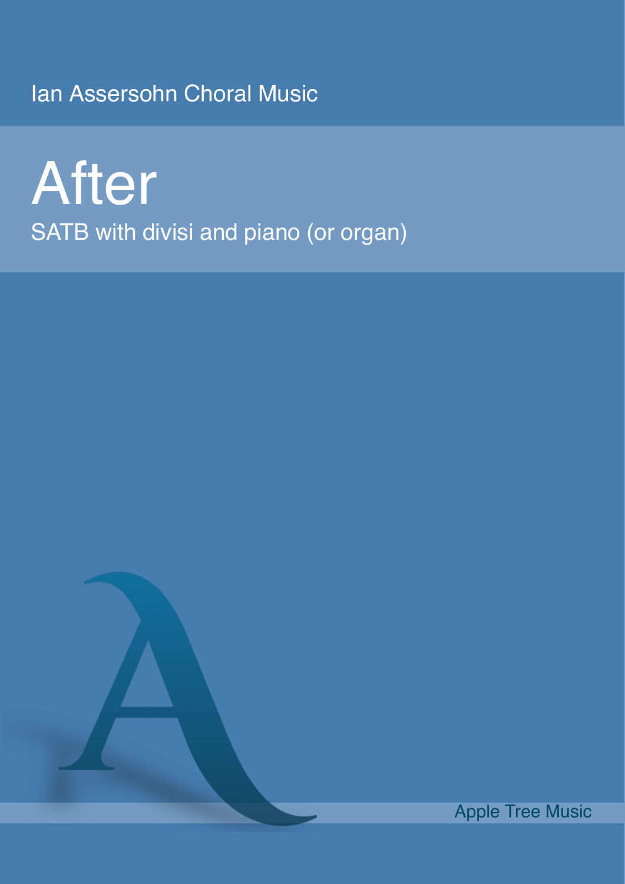Ian Assersohn Choral Music

# After

SATB with divisi and piano (or organ)

Apple Tree Music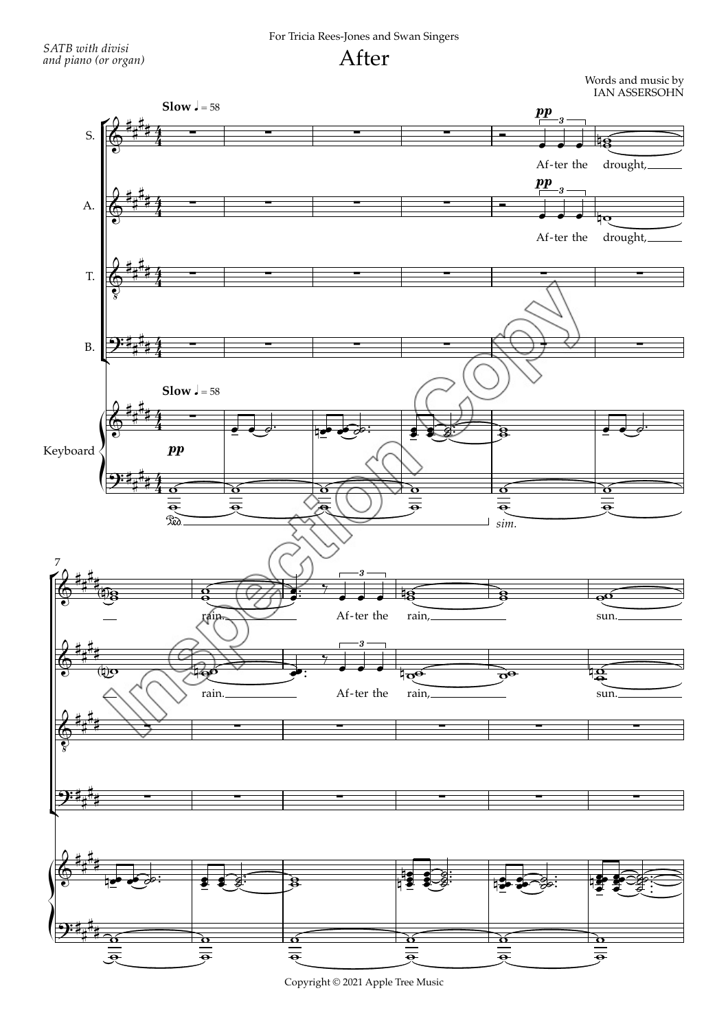For Tricia Rees-Jones and Swan Singers

*SATB with divisi and piano (or organ)*

# After

Words and music by
IAN ASSERSOHN

**Slow** ♩ = 58

Af-ter the drought, rain. Af-ter the rain, sun.

Copyright © 2021 Apple Tree Music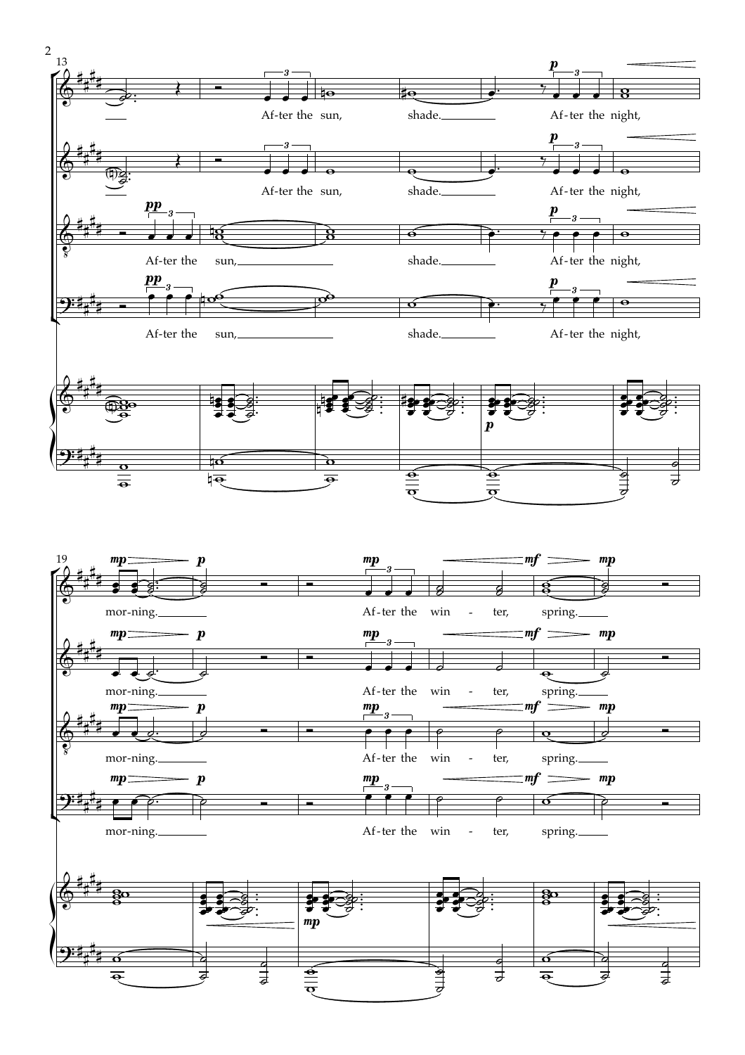13

After the sun, shade.

After the night, morning.

19

After the winter, spring.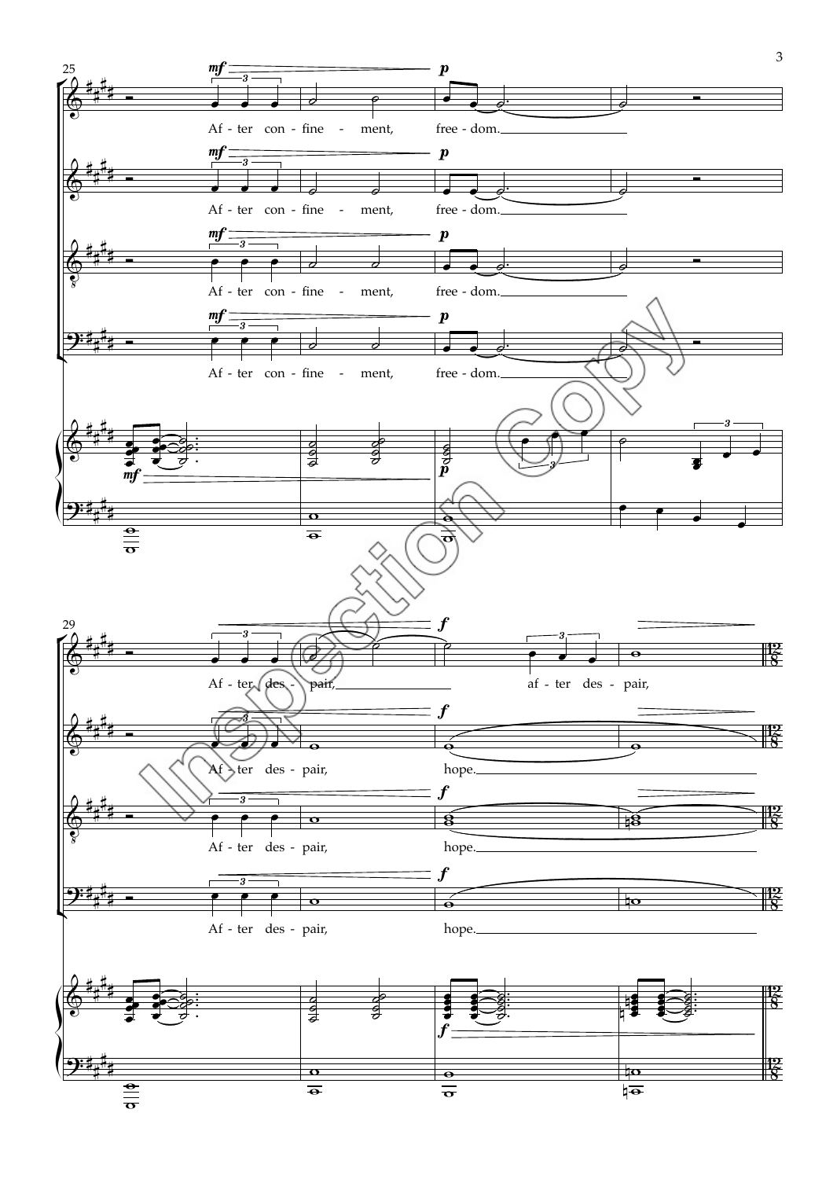Af - ter con - fine - ment, free - dom.

Af - ter con - fine - ment, free - dom.

Af - ter con - fine - ment, free - dom.

Af - ter con - fine - ment, free - dom.

Af - ter des - pair, af - ter des - pair,

Af - ter des - pair, hope.

Af - ter des - pair, hope.

Af - ter des - pair, hope.

Inspection Copy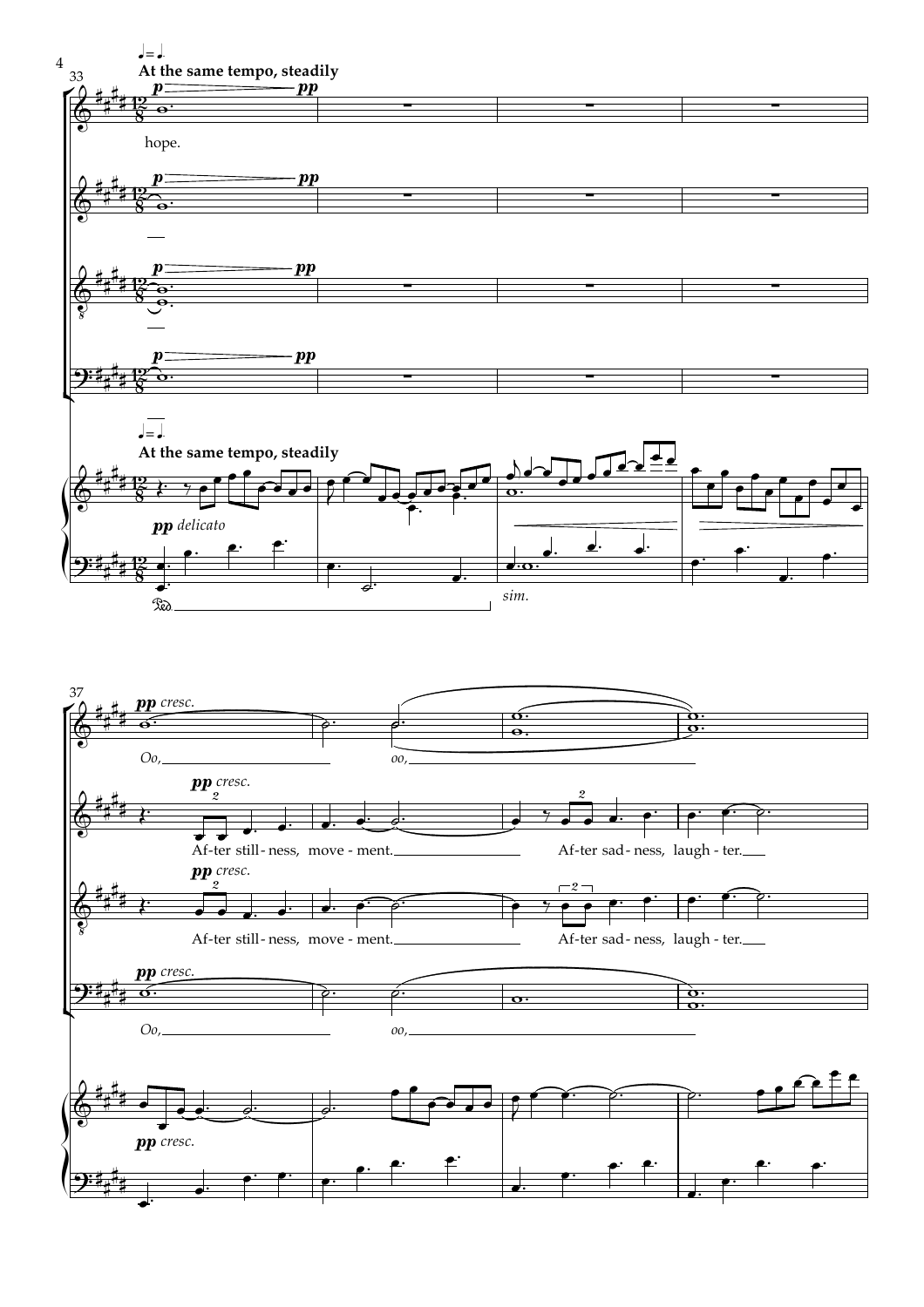♩ = ♩.

**At the same tempo, steadily**

hope.

*pp delicato*

*sim.*

*pp cresc.*

Oo, oo,

Af-ter still-ness, move-ment. Af-ter sad-ness, laugh-ter.

Af-ter still-ness, move-ment. Af-ter sad-ness, laugh-ter.

Oo, oo,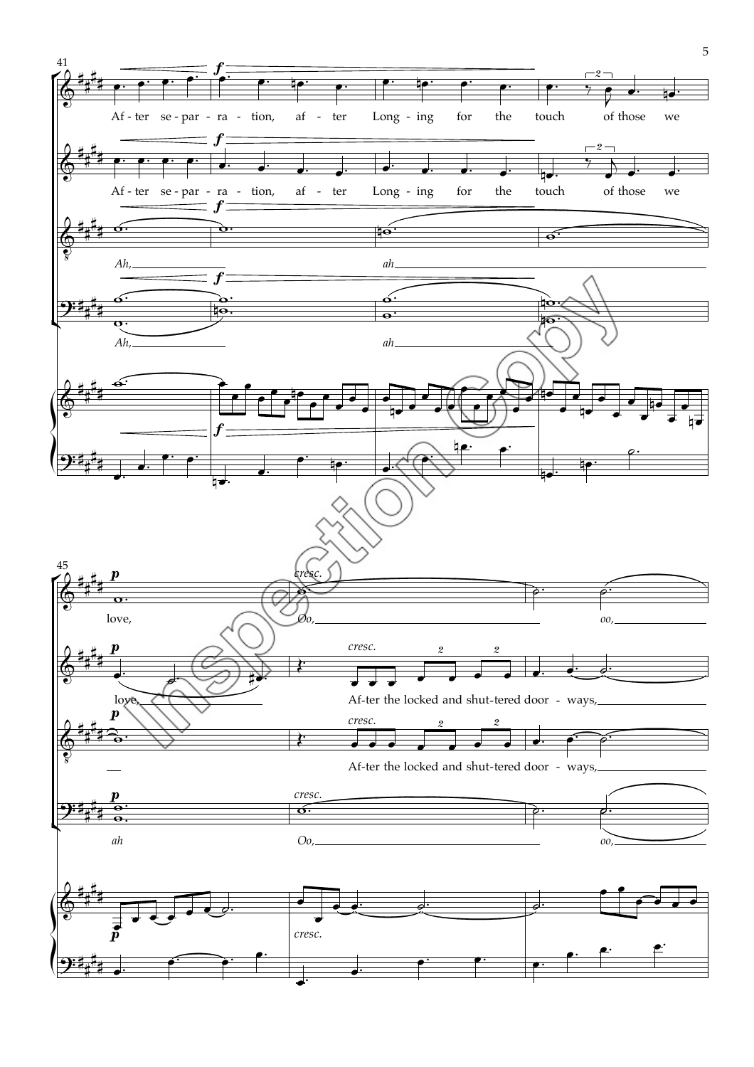41

After separation, after Longing for the touch of those we

After separation, after Longing for the touch of those we

*Ah,* *ah*

*Ah,* *ah*

45

love, *Oo,* *oo,*

love, After the locked and shuttered doorways,

After the locked and shuttered doorways,

*ah* *Oo,* *oo,*

Inspection Copy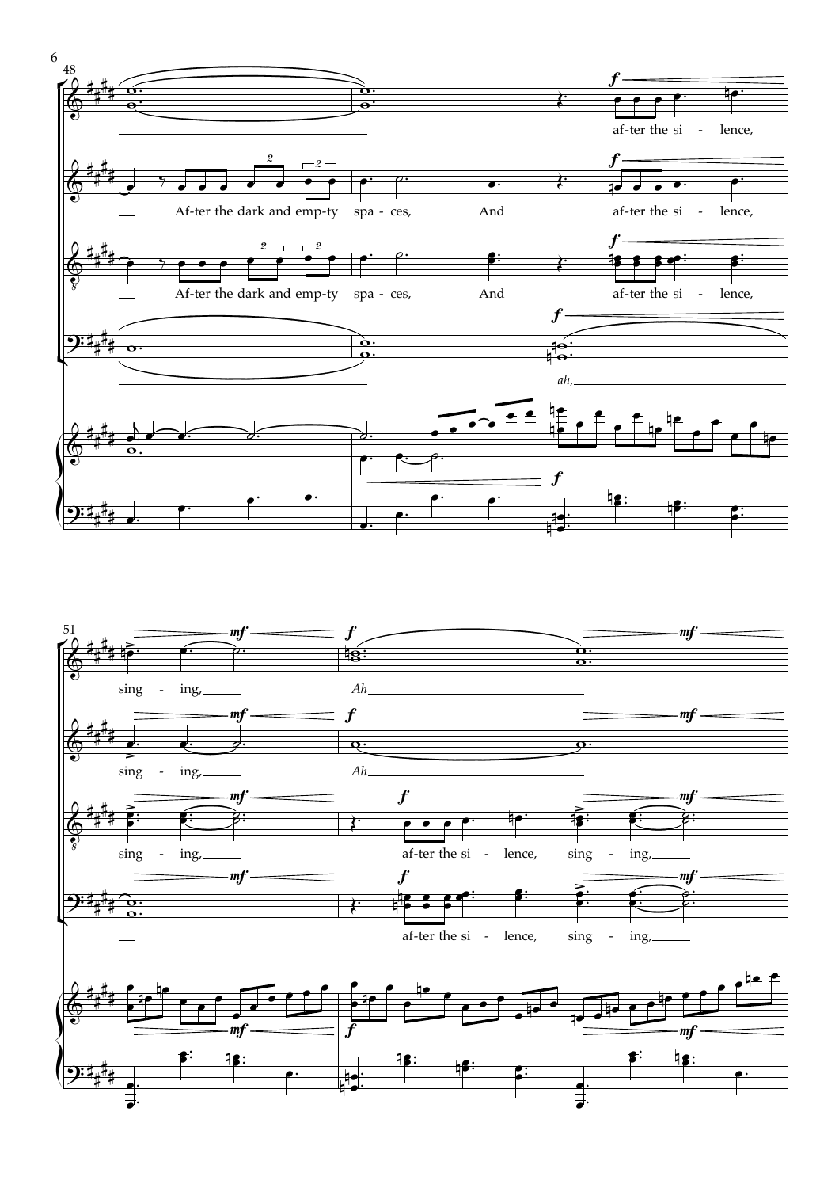af-ter the si - lence,

Af-ter the dark and emp-ty spa - ces, And af-ter the si - lence,

Af-ter the dark and emp-ty spa - ces, And af-ter the si - lence,

*ah,*

sing - ing, *Ah*

sing - ing, *Ah*

sing - ing, af-ter the si - lence, sing - ing,

af-ter the si - lence, sing - ing,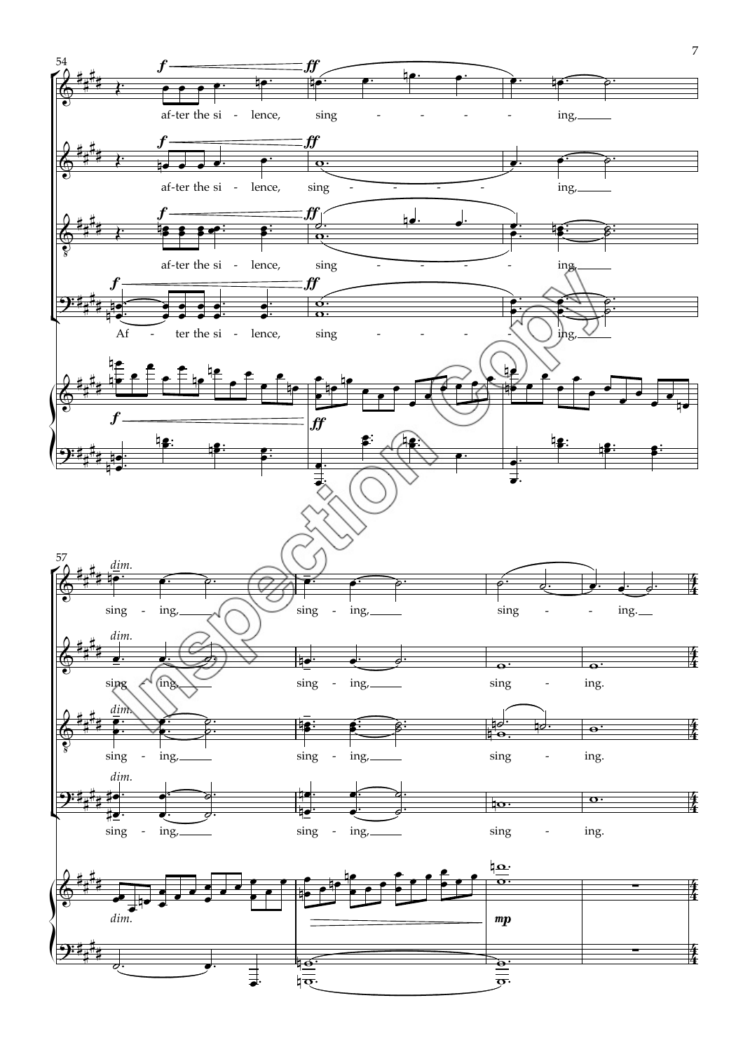54

af-ter the si - lence, sing - - - - - ing,

af-ter the si - lence, sing - - - - - ing,

af-ter the si - lence, sing - - - - - ing,

Af - ter the si - lence, sing - - - - - ing,

57

sing - ing, sing - ing, sing - - ing.

sing - ing, sing - ing, sing - ing.

sing - ing, sing - ing, sing - ing.

sing - ing, sing - ing, sing - ing.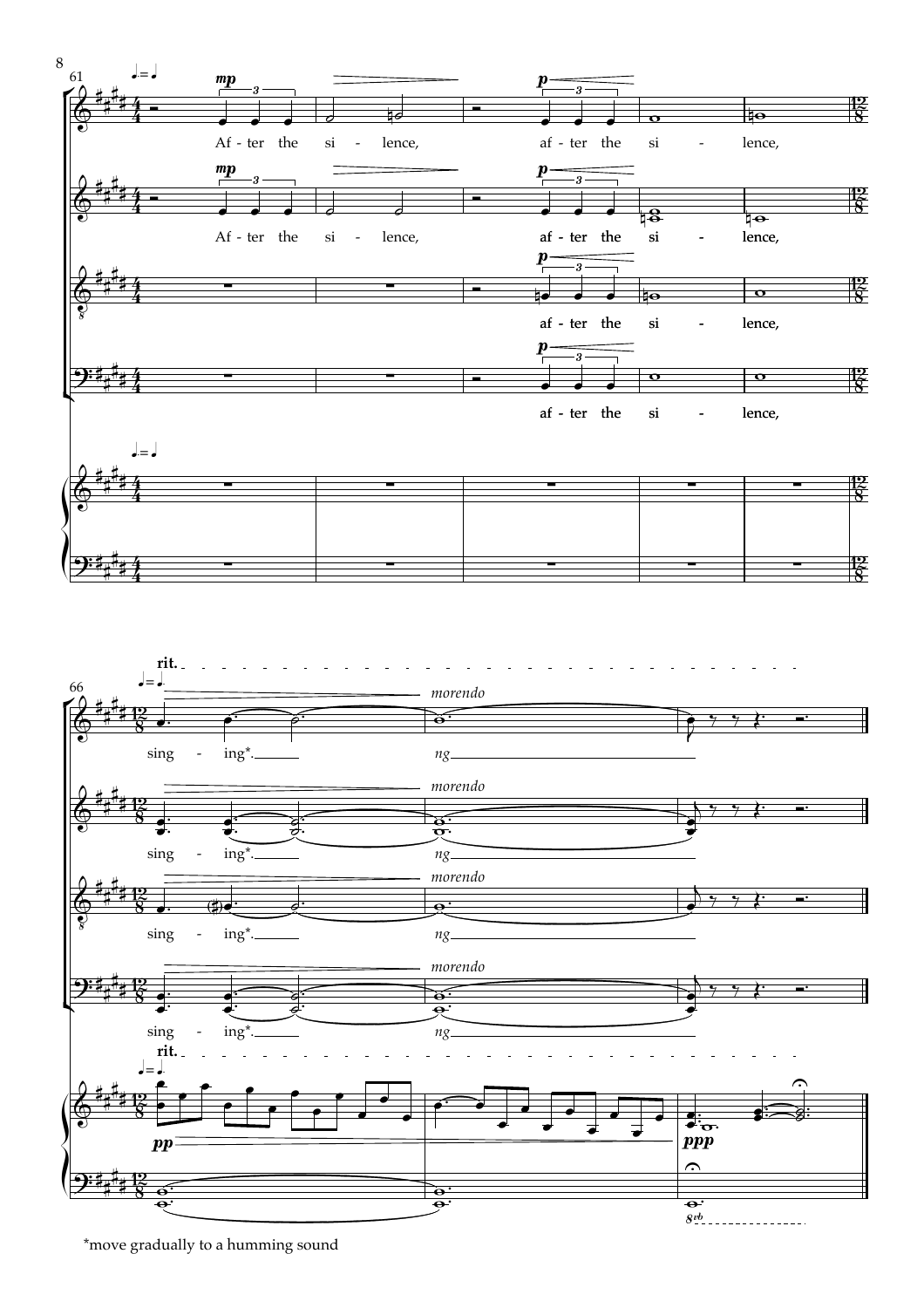*move gradually to a humming sound